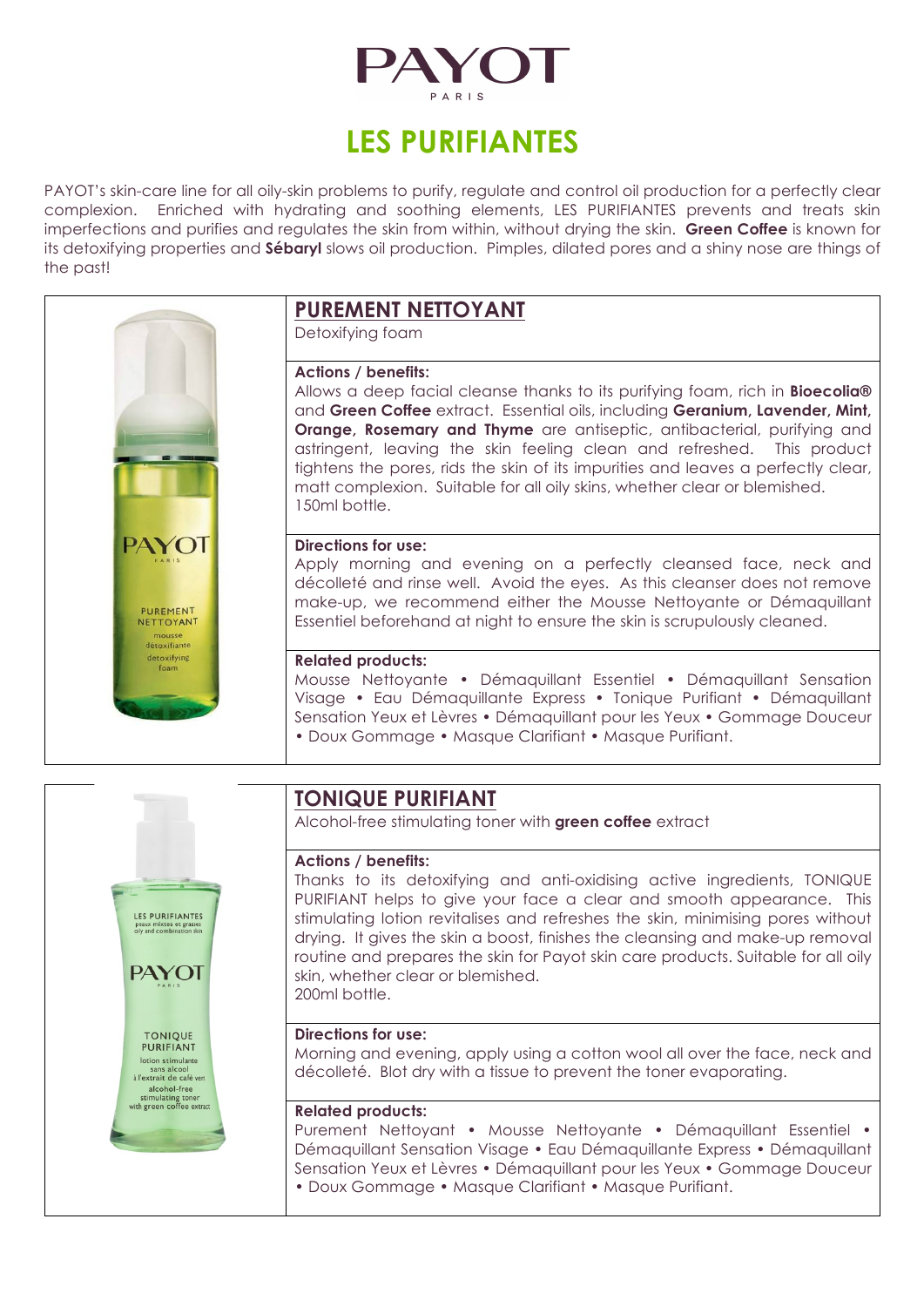# PAYOT

PARIS

## LES PURIFIANTES

PAYOT's skin-care line for all oily-skin problems to purify, regulate and control oil production for a perfectly clear complexion. Enriched with hydrating and soothing elements, LES PURIFIANTES prevents and treats skin imperfections and purifies and regulates the skin from within, without drying the skin. **Green Coffee** is known for its detoxifying properties and **Sébaryl** slows oil production. Pimples, dilated pores and a shiny nose are things of the past!

### PUREMENT NETTOYANT

Detoxifying foam

**Actions / benefits:**
Allows a deep facial cleanse thanks to its purifying foam, rich in **Bioecolia®** and **Green Coffee** extract. Essential oils, including **Geranium, Lavender, Mint, Orange, Rosemary and Thyme** are antiseptic, antibacterial, purifying and astringent, leaving the skin feeling clean and refreshed. This product tightens the pores, rids the skin of its impurities and leaves a perfectly clear, matt complexion. Suitable for all oily skins, whether clear or blemished.
150ml bottle.

**Directions for use:**
Apply morning and evening on a perfectly cleansed face, neck and décolleté and rinse well. Avoid the eyes. As this cleanser does not remove make-up, we recommend either the Mousse Nettoyante or Démaquillant Essentiel beforehand at night to ensure the skin is scrupulously cleaned.

**Related products:**
Mousse Nettoyante • Démaquillant Essentiel • Démaquillant Sensation Visage • Eau Démaquillante Express • Tonique Purifiant • Démaquillant Sensation Yeux et Lèvres • Démaquillant pour les Yeux • Gommage Douceur • Doux Gommage • Masque Clarifiant • Masque Purifiant.

### TONIQUE PURIFIANT

Alcohol-free stimulating toner with **green coffee** extract

**Actions / benefits:**
Thanks to its detoxifying and anti-oxidising active ingredients, TONIQUE PURIFIANT helps to give your face a clear and smooth appearance. This stimulating lotion revitalises and refreshes the skin, minimising pores without drying. It gives the skin a boost, finishes the cleansing and make-up removal routine and prepares the skin for Payot skin care products. Suitable for all oily skin, whether clear or blemished.
200ml bottle.

**Directions for use:**
Morning and evening, apply using a cotton wool all over the face, neck and décolleté. Blot dry with a tissue to prevent the toner evaporating.

**Related products:**
Purement Nettoyant • Mousse Nettoyante • Démaquillant Essentiel • Démaquillant Sensation Visage • Eau Démaquillante Express • Démaquillant Sensation Yeux et Lèvres • Démaquillant pour les Yeux • Gommage Douceur • Doux Gommage • Masque Clarifiant • Masque Purifiant.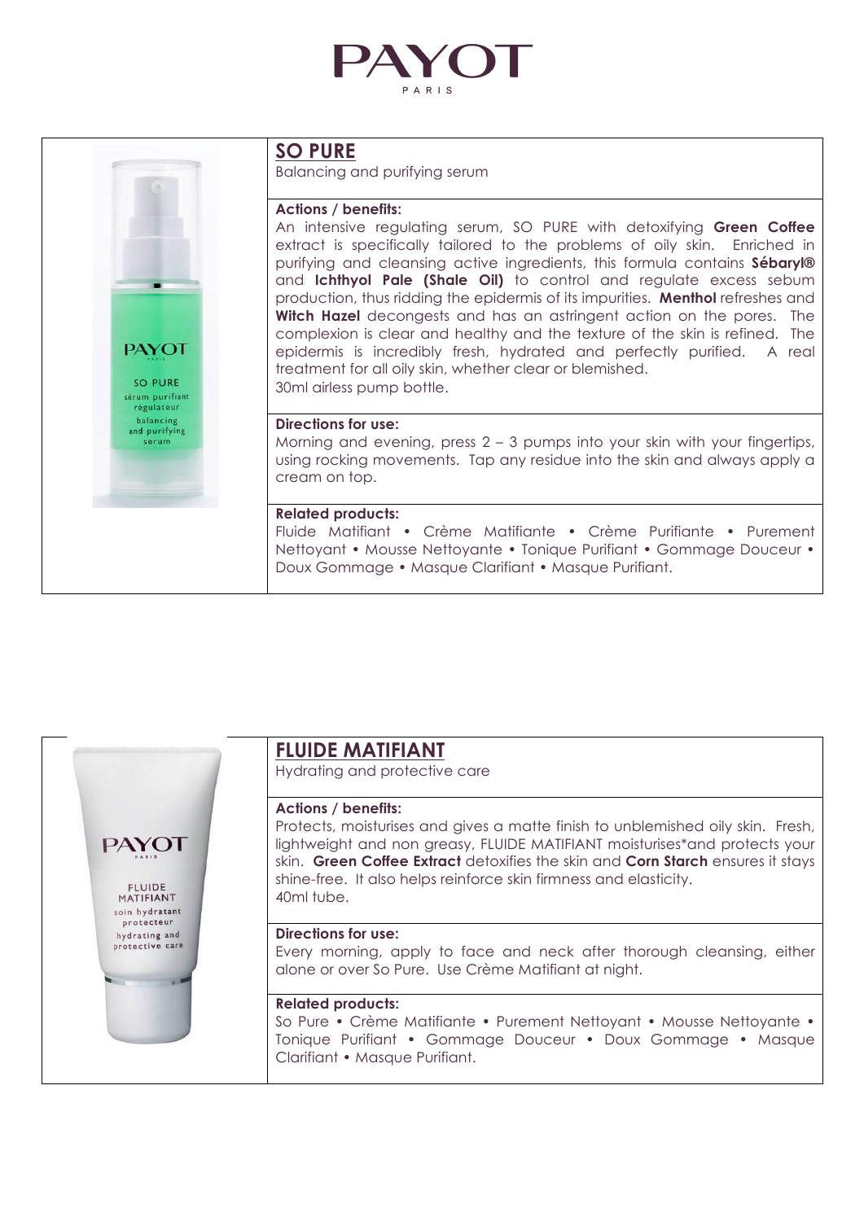## SO PURE

Balancing and purifying serum

**Actions / benefits:**

An intensive regulating serum, SO PURE with detoxifying **Green Coffee** extract is specifically tailored to the problems of oily skin. Enriched in purifying and cleansing active ingredients, this formula contains **Sébaryl®** and **Ichthyol Pale (Shale Oil)** to control and regulate excess sebum production, thus ridding the epidermis of its impurities. **Menthol** refreshes and **Witch Hazel** decongests and has an astringent action on the pores. The complexion is clear and healthy and the texture of the skin is refined. The epidermis is incredibly fresh, hydrated and perfectly purified. A real treatment for all oily skin, whether clear or blemished.
30ml airless pump bottle.

**Directions for use:**

Morning and evening, press 2 – 3 pumps into your skin with your fingertips, using rocking movements. Tap any residue into the skin and always apply a cream on top.

**Related products:**

Fluide Matifiant • Crème Matifiante • Crème Purifiante • Purement Nettoyant • Mousse Nettoyante • Tonique Purifiant • Gommage Douceur • Doux Gommage • Masque Clarifiant • Masque Purifiant.

## FLUIDE MATIFIANT

Hydrating and protective care

**Actions / benefits:**

Protects, moisturises and gives a matte finish to unblemished oily skin. Fresh, lightweight and non greasy, FLUIDE MATIFIANT moisturises*and protects your skin. **Green Coffee Extract** detoxifies the skin and **Corn Starch** ensures it stays shine-free. It also helps reinforce skin firmness and elasticity.
40ml tube.

**Directions for use:**

Every morning, apply to face and neck after thorough cleansing, either alone or over So Pure. Use Crème Matifiant at night.

**Related products:**

So Pure • Crème Matifiante • Purement Nettoyant • Mousse Nettoyante • Tonique Purifiant • Gommage Douceur • Doux Gommage • Masque Clarifiant • Masque Purifiant.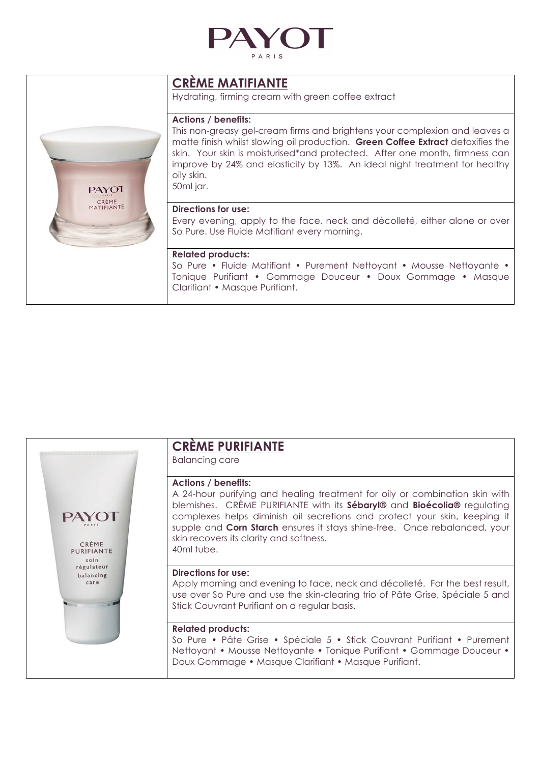# PAYOT

PARIS

## CRÈME MATIFIANTE

Hydrating, firming cream with green coffee extract

**Actions / benefits:**

This non-greasy gel-cream firms and brightens your complexion and leaves a matte finish whilst slowing oil production. **Green Coffee Extract** detoxifies the skin. Your skin is moisturised*and protected. After one month, firmness can improve by 24% and elasticity by 13%. An ideal night treatment for healthy oily skin.

50ml jar.

**Directions for use:**

Every evening, apply to the face, neck and décolleté, either alone or over So Pure. Use Fluide Matifiant every morning.

**Related products:**

So Pure • Fluide Matifiant • Purement Nettoyant • Mousse Nettoyante • Tonique Purifiant • Gommage Douceur • Doux Gommage • Masque Clarifiant • Masque Purifiant.

## CRÈME PURIFIANTE

Balancing care

**Actions / benefits:**

A 24-hour purifying and healing treatment for oily or combination skin with blemishes. CRÈME PURIFIANTE with its **Sébaryl®** and **Bioécolia®** regulating complexes helps diminish oil secretions and protect your skin, keeping it supple and **Corn Starch** ensures it stays shine-free. Once rebalanced, your skin recovers its clarity and softness.

40ml tube.

**Directions for use:**

Apply morning and evening to face, neck and décolleté. For the best result, use over So Pure and use the skin-clearing trio of Pâte Grise, Spéciale 5 and Stick Couvrant Purifiant on a regular basis.

**Related products:**

So Pure • Pâte Grise • Spéciale 5 • Stick Couvrant Purifiant • Purement Nettoyant • Mousse Nettoyante • Tonique Purifiant • Gommage Douceur • Doux Gommage • Masque Clarifiant • Masque Purifiant.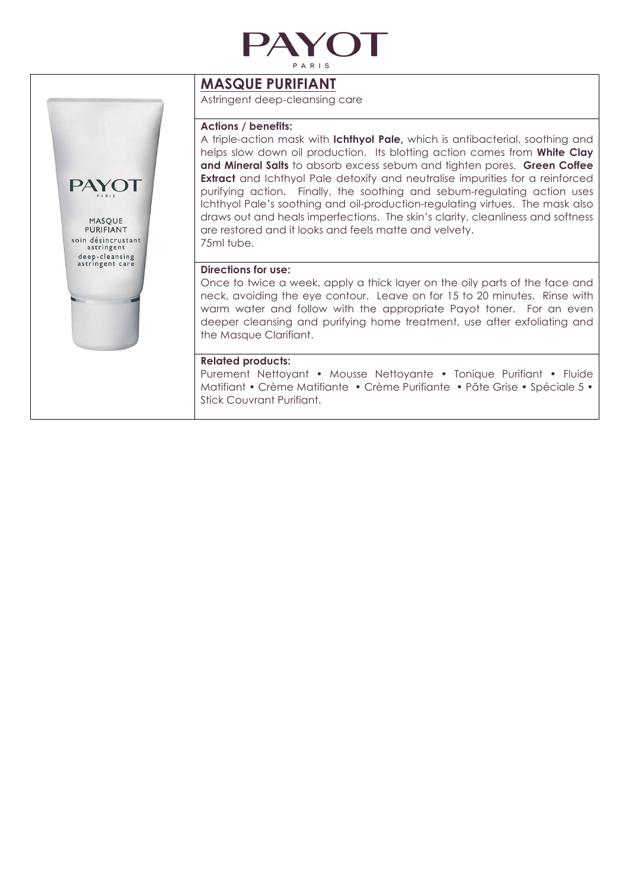PAYOT
PARIS

## MASQUE PURIFIANT

Astringent deep-cleansing care

**Actions / benefits:**

A triple-action mask with **Ichthyol Pale,** which is antibacterial, soothing and helps slow down oil production. Its blotting action comes from **White Clay and Mineral Salts** to absorb excess sebum and tighten pores. **Green Coffee Extract** and Ichthyol Pale detoxify and neutralise impurities for a reinforced purifying action. Finally, the soothing and sebum-regulating action uses Ichthyol Pale's soothing and oil-production-regulating virtues. The mask also draws out and heals imperfections. The skin's clarity, cleanliness and softness are restored and it looks and feels matte and velvety.
75ml tube.

**Directions for use:**

Once to twice a week, apply a thick layer on the oily parts of the face and neck, avoiding the eye contour. Leave on for 15 to 20 minutes. Rinse with warm water and follow with the appropriate Payot toner. For an even deeper cleansing and purifying home treatment, use after exfoliating and the Masque Clarifiant.

**Related products:**

Purement Nettoyant • Mousse Nettoyante • Tonique Purifiant • Fluide Matifiant • Crème Matifiante • Crème Purifiante • Pâte Grise • Spéciale 5 • Stick Couvrant Purifiant.